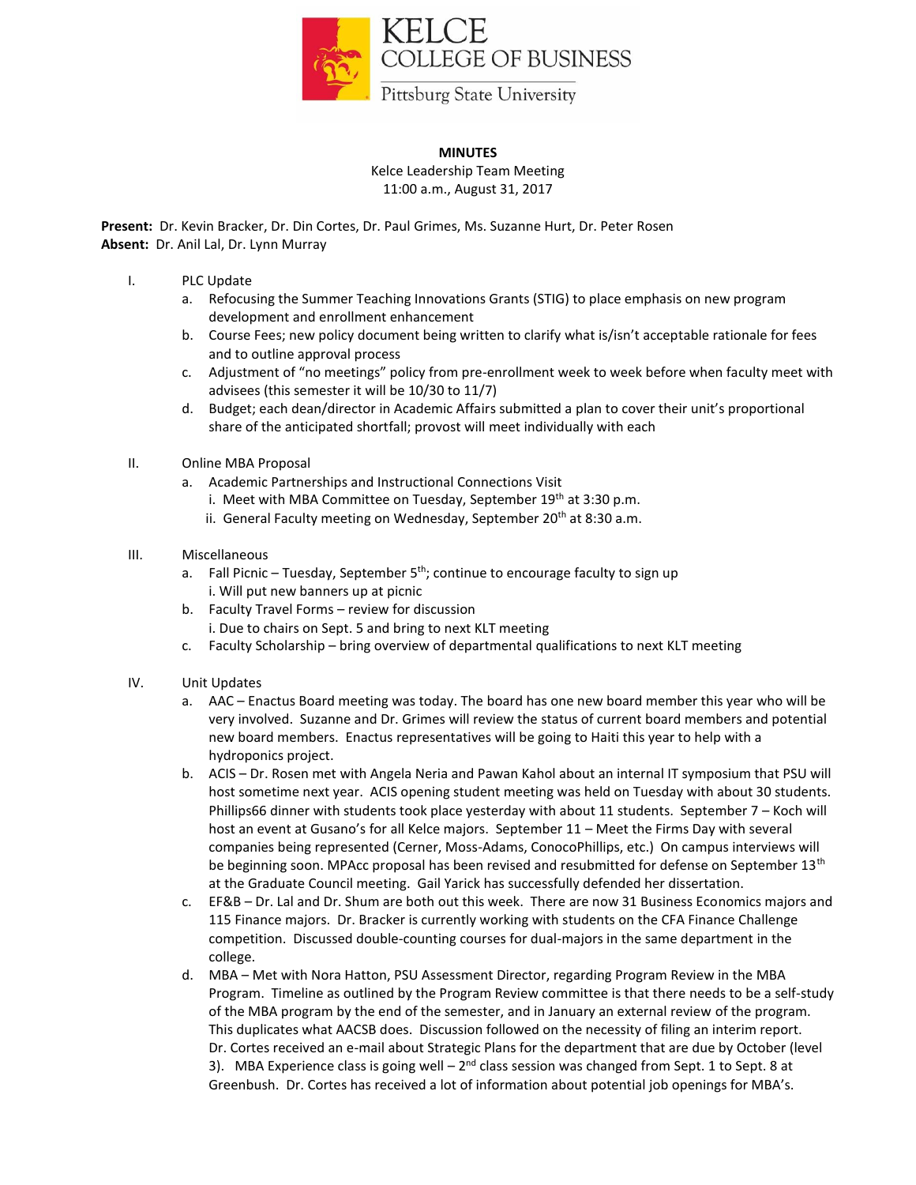KELCE COLLEGE OF BUSINESS
Pittsburg State University

**MINUTES**

Kelce Leadership Team Meeting
11:00 a.m., August 31, 2017

**Present:** Dr. Kevin Bracker, Dr. Din Cortes, Dr. Paul Grimes, Ms. Suzanne Hurt, Dr. Peter Rosen
**Absent:** Dr. Anil Lal, Dr. Lynn Murray

I. PLC Update
   a. Refocusing the Summer Teaching Innovations Grants (STIG) to place emphasis on new program development and enrollment enhancement
   b. Course Fees; new policy document being written to clarify what is/isn't acceptable rationale for fees and to outline approval process
   c. Adjustment of "no meetings" policy from pre-enrollment week to week before when faculty meet with advisees (this semester it will be 10/30 to 11/7)
   d. Budget; each dean/director in Academic Affairs submitted a plan to cover their unit's proportional share of the anticipated shortfall; provost will meet individually with each

II. Online MBA Proposal
   a. Academic Partnerships and Instructional Connections Visit
      i. Meet with MBA Committee on Tuesday, September 19th at 3:30 p.m.
      ii. General Faculty meeting on Wednesday, September 20th at 8:30 a.m.

III. Miscellaneous
   a. Fall Picnic – Tuesday, September 5th; continue to encourage faculty to sign up
      i. Will put new banners up at picnic
   b. Faculty Travel Forms – review for discussion
      i. Due to chairs on Sept. 5 and bring to next KLT meeting
   c. Faculty Scholarship – bring overview of departmental qualifications to next KLT meeting

IV. Unit Updates
   a. AAC – Enactus Board meeting was today. The board has one new board member this year who will be very involved. Suzanne and Dr. Grimes will review the status of current board members and potential new board members. Enactus representatives will be going to Haiti this year to help with a hydroponics project.
   b. ACIS – Dr. Rosen met with Angela Neria and Pawan Kahol about an internal IT symposium that PSU will host sometime next year. ACIS opening student meeting was held on Tuesday with about 30 students. Phillips66 dinner with students took place yesterday with about 11 students. September 7 – Koch will host an event at Gusano's for all Kelce majors. September 11 – Meet the Firms Day with several companies being represented (Cerner, Moss-Adams, ConocoPhillips, etc.) On campus interviews will be beginning soon. MPAcc proposal has been revised and resubmitted for defense on September 13th at the Graduate Council meeting. Gail Yarick has successfully defended her dissertation.
   c. EF&B – Dr. Lal and Dr. Shum are both out this week. There are now 31 Business Economics majors and 115 Finance majors. Dr. Bracker is currently working with students on the CFA Finance Challenge competition. Discussed double-counting courses for dual-majors in the same department in the college.
   d. MBA – Met with Nora Hatton, PSU Assessment Director, regarding Program Review in the MBA Program. Timeline as outlined by the Program Review committee is that there needs to be a self-study of the MBA program by the end of the semester, and in January an external review of the program. This duplicates what AACSB does. Discussion followed on the necessity of filing an interim report. Dr. Cortes received an e-mail about Strategic Plans for the department that are due by October (level 3). MBA Experience class is going well – 2nd class session was changed from Sept. 1 to Sept. 8 at Greenbush. Dr. Cortes has received a lot of information about potential job openings for MBA's.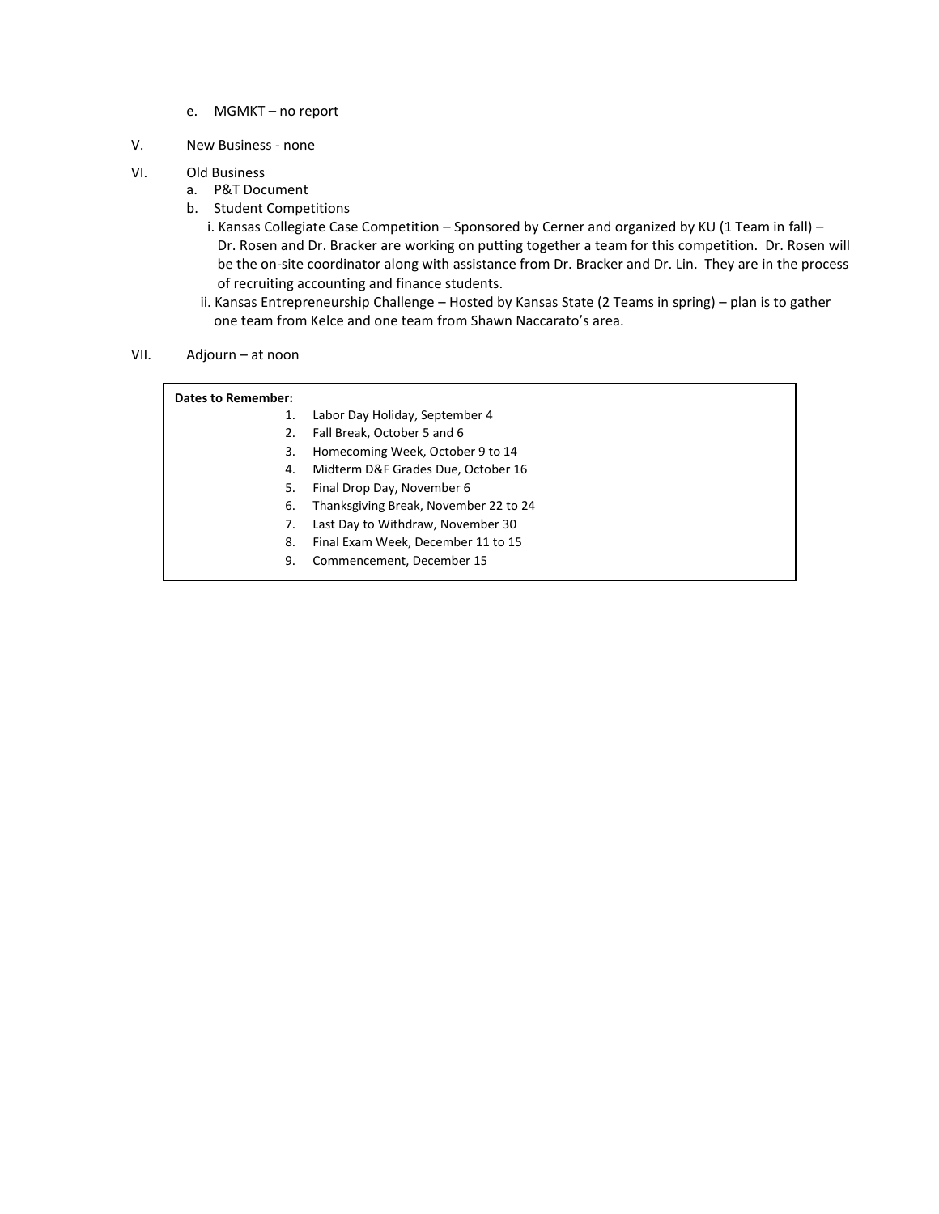e. MGMKT – no report

V. New Business - none

VI. Old Business

a. P&T Document

b. Student Competitions

i. Kansas Collegiate Case Competition – Sponsored by Cerner and organized by KU (1 Team in fall) – Dr. Rosen and Dr. Bracker are working on putting together a team for this competition. Dr. Rosen will be the on-site coordinator along with assistance from Dr. Bracker and Dr. Lin. They are in the process of recruiting accounting and finance students.

ii. Kansas Entrepreneurship Challenge – Hosted by Kansas State (2 Teams in spring) – plan is to gather one team from Kelce and one team from Shawn Naccarato's area.

VII. Adjourn – at noon

**Dates to Remember:**

1. Labor Day Holiday, September 4
2. Fall Break, October 5 and 6
3. Homecoming Week, October 9 to 14
4. Midterm D&F Grades Due, October 16
5. Final Drop Day, November 6
6. Thanksgiving Break, November 22 to 24
7. Last Day to Withdraw, November 30
8. Final Exam Week, December 11 to 15
9. Commencement, December 15